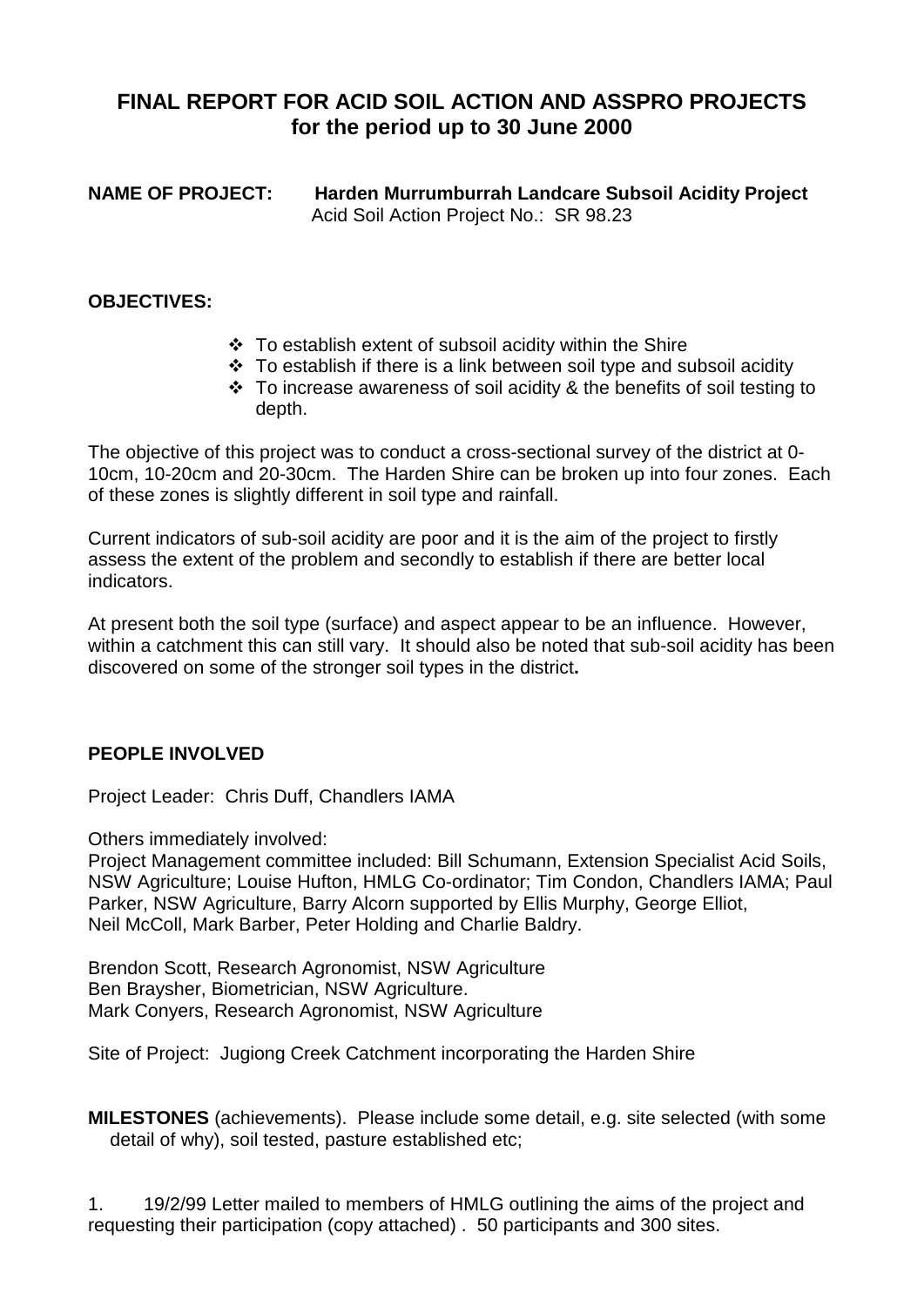# FINAL REPORT FOR ACID SOIL ACTION AND ASSPRO PROJECTS for the period up to 30 June 2000

**NAME OF PROJECT:** **Harden Murrumburrah Landcare Subsoil Acidity Project**
Acid Soil Action Project No.: SR 98.23

**OBJECTIVES:**

- To establish extent of subsoil acidity within the Shire
- To establish if there is a link between soil type and subsoil acidity
- To increase awareness of soil acidity & the benefits of soil testing to depth.

The objective of this project was to conduct a cross-sectional survey of the district at 0-10cm, 10-20cm and 20-30cm. The Harden Shire can be broken up into four zones. Each of these zones is slightly different in soil type and rainfall.

Current indicators of sub-soil acidity are poor and it is the aim of the project to firstly assess the extent of the problem and secondly to establish if there are better local indicators.

At present both the soil type (surface) and aspect appear to be an influence. However, within a catchment this can still vary. It should also be noted that sub-soil acidity has been discovered on some of the stronger soil types in the district**.**

**PEOPLE INVOLVED**

Project Leader: Chris Duff, Chandlers IAMA

Others immediately involved:
Project Management committee included: Bill Schumann, Extension Specialist Acid Soils, NSW Agriculture; Louise Hufton, HMLG Co-ordinator; Tim Condon, Chandlers IAMA; Paul Parker, NSW Agriculture, Barry Alcorn supported by Ellis Murphy, George Elliot, Neil McColl, Mark Barber, Peter Holding and Charlie Baldry.

Brendon Scott, Research Agronomist, NSW Agriculture
Ben Braysher, Biometrician, NSW Agriculture.
Mark Conyers, Research Agronomist, NSW Agriculture

Site of Project: Jugiong Creek Catchment incorporating the Harden Shire

**MILESTONES** (achievements). Please include some detail, e.g. site selected (with some detail of why), soil tested, pasture established etc;

1. 19/2/99 Letter mailed to members of HMLG outlining the aims of the project and requesting their participation (copy attached) . 50 participants and 300 sites.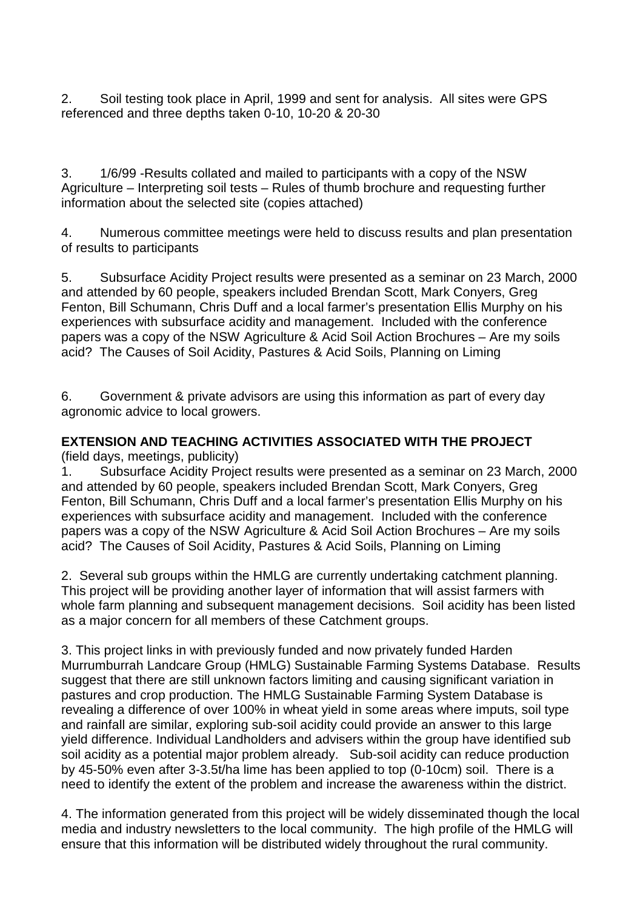2. Soil testing took place in April, 1999 and sent for analysis. All sites were GPS referenced and three depths taken 0-10, 10-20 & 20-30

3. 1/6/99 -Results collated and mailed to participants with a copy of the NSW Agriculture – Interpreting soil tests – Rules of thumb brochure and requesting further information about the selected site (copies attached)

4. Numerous committee meetings were held to discuss results and plan presentation of results to participants

5. Subsurface Acidity Project results were presented as a seminar on 23 March, 2000 and attended by 60 people, speakers included Brendan Scott, Mark Conyers, Greg Fenton, Bill Schumann, Chris Duff and a local farmer's presentation Ellis Murphy on his experiences with subsurface acidity and management. Included with the conference papers was a copy of the NSW Agriculture & Acid Soil Action Brochures – Are my soils acid? The Causes of Soil Acidity, Pastures & Acid Soils, Planning on Liming

6. Government & private advisors are using this information as part of every day agronomic advice to local growers.

**EXTENSION AND TEACHING ACTIVITIES ASSOCIATED WITH THE PROJECT**
(field days, meetings, publicity)

1. Subsurface Acidity Project results were presented as a seminar on 23 March, 2000 and attended by 60 people, speakers included Brendan Scott, Mark Conyers, Greg Fenton, Bill Schumann, Chris Duff and a local farmer's presentation Ellis Murphy on his experiences with subsurface acidity and management. Included with the conference papers was a copy of the NSW Agriculture & Acid Soil Action Brochures – Are my soils acid? The Causes of Soil Acidity, Pastures & Acid Soils, Planning on Liming

2. Several sub groups within the HMLG are currently undertaking catchment planning. This project will be providing another layer of information that will assist farmers with whole farm planning and subsequent management decisions. Soil acidity has been listed as a major concern for all members of these Catchment groups.

3. This project links in with previously funded and now privately funded Harden Murrumburrah Landcare Group (HMLG) Sustainable Farming Systems Database. Results suggest that there are still unknown factors limiting and causing significant variation in pastures and crop production. The HMLG Sustainable Farming System Database is revealing a difference of over 100% in wheat yield in some areas where imputs, soil type and rainfall are similar, exploring sub-soil acidity could provide an answer to this large yield difference. Individual Landholders and advisers within the group have identified sub soil acidity as a potential major problem already. Sub-soil acidity can reduce production by 45-50% even after 3-3.5t/ha lime has been applied to top (0-10cm) soil. There is a need to identify the extent of the problem and increase the awareness within the district.

4. The information generated from this project will be widely disseminated though the local media and industry newsletters to the local community. The high profile of the HMLG will ensure that this information will be distributed widely throughout the rural community.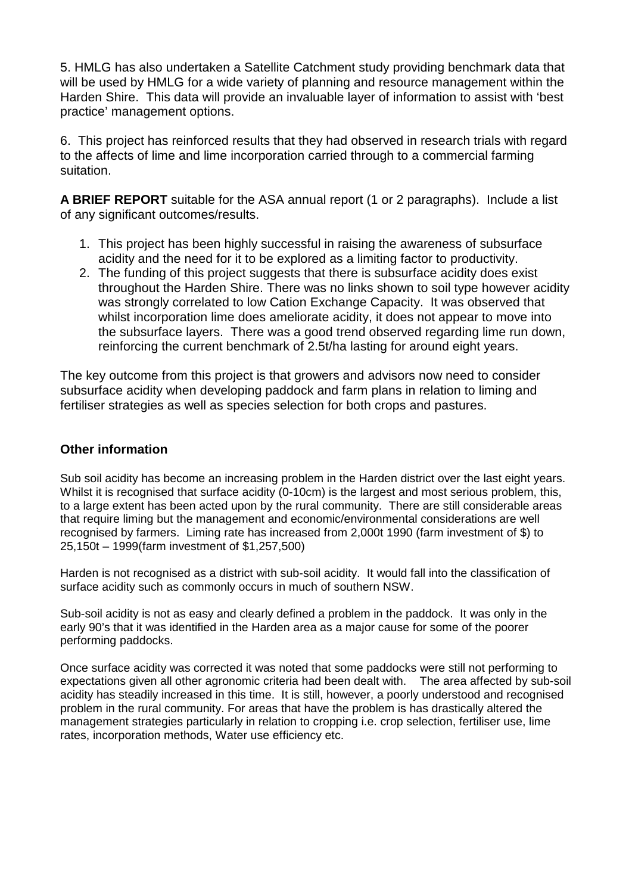5. HMLG has also undertaken a Satellite Catchment study providing benchmark data that will be used by HMLG for a wide variety of planning and resource management within the Harden Shire. This data will provide an invaluable layer of information to assist with 'best practice' management options.

6. This project has reinforced results that they had observed in research trials with regard to the affects of lime and lime incorporation carried through to a commercial farming suitation.

**A BRIEF REPORT** suitable for the ASA annual report (1 or 2 paragraphs). Include a list of any significant outcomes/results.

1. This project has been highly successful in raising the awareness of subsurface acidity and the need for it to be explored as a limiting factor to productivity.
2. The funding of this project suggests that there is subsurface acidity does exist throughout the Harden Shire. There was no links shown to soil type however acidity was strongly correlated to low Cation Exchange Capacity. It was observed that whilst incorporation lime does ameliorate acidity, it does not appear to move into the subsurface layers. There was a good trend observed regarding lime run down, reinforcing the current benchmark of 2.5t/ha lasting for around eight years.

The key outcome from this project is that growers and advisors now need to consider subsurface acidity when developing paddock and farm plans in relation to liming and fertiliser strategies as well as species selection for both crops and pastures.

## Other information

Sub soil acidity has become an increasing problem in the Harden district over the last eight years. Whilst it is recognised that surface acidity (0-10cm) is the largest and most serious problem, this, to a large extent has been acted upon by the rural community. There are still considerable areas that require liming but the management and economic/environmental considerations are well recognised by farmers. Liming rate has increased from 2,000t 1990 (farm investment of $) to 25,150t – 1999(farm investment of $1,257,500)

Harden is not recognised as a district with sub-soil acidity. It would fall into the classification of surface acidity such as commonly occurs in much of southern NSW.

Sub-soil acidity is not as easy and clearly defined a problem in the paddock. It was only in the early 90's that it was identified in the Harden area as a major cause for some of the poorer performing paddocks.

Once surface acidity was corrected it was noted that some paddocks were still not performing to expectations given all other agronomic criteria had been dealt with. The area affected by sub-soil acidity has steadily increased in this time. It is still, however, a poorly understood and recognised problem in the rural community. For areas that have the problem is has drastically altered the management strategies particularly in relation to cropping i.e. crop selection, fertiliser use, lime rates, incorporation methods, Water use efficiency etc.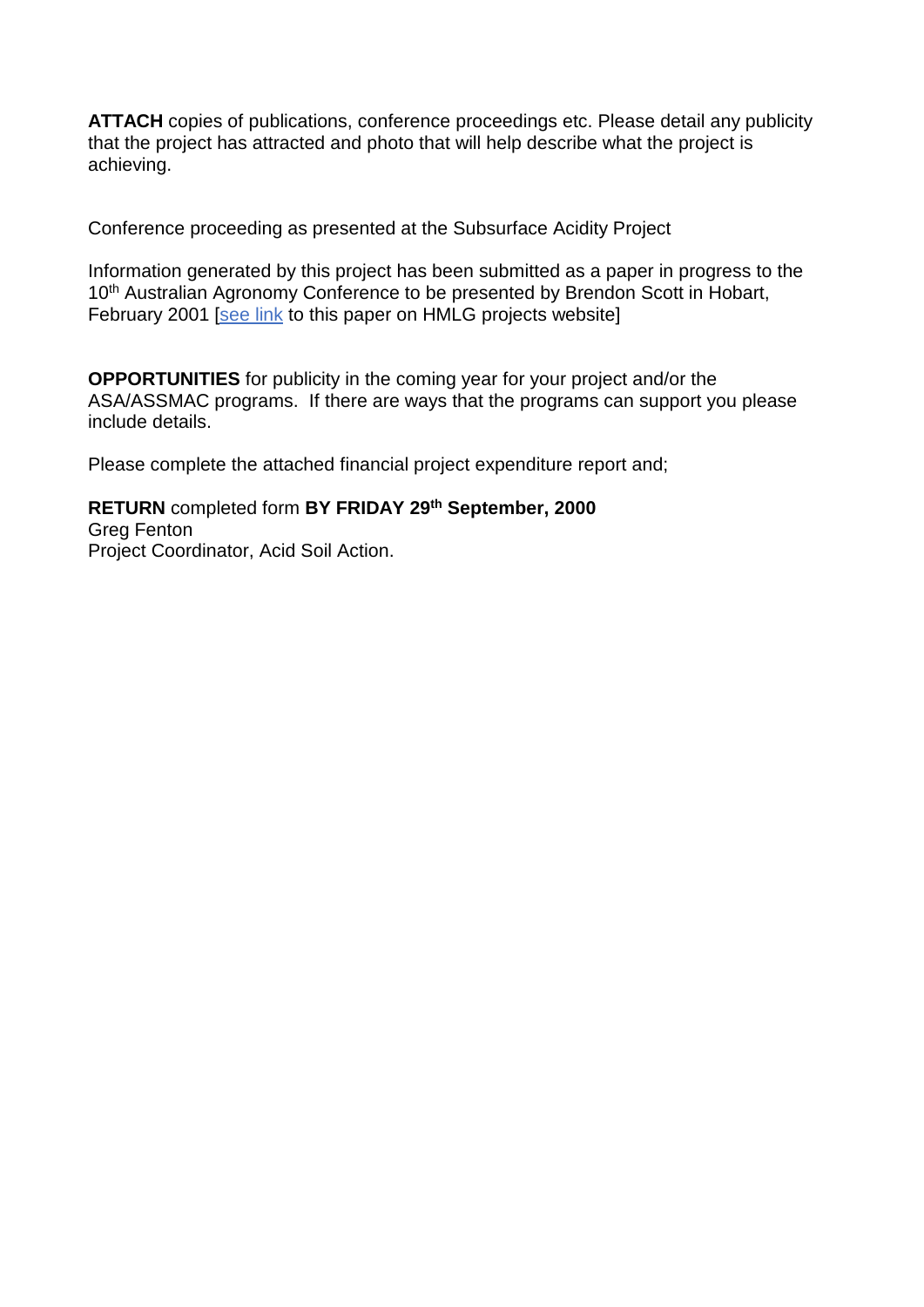**ATTACH** copies of publications, conference proceedings etc. Please detail any publicity that the project has attracted and photo that will help describe what the project is achieving.

Conference proceeding as presented at the Subsurface Acidity Project

Information generated by this project has been submitted as a paper in progress to the 10th Australian Agronomy Conference to be presented by Brendon Scott in Hobart, February 2001 [see link to this paper on HMLG projects website]

**OPPORTUNITIES** for publicity in the coming year for your project and/or the ASA/ASSMAC programs. If there are ways that the programs can support you please include details.

Please complete the attached financial project expenditure report and;

**RETURN** completed form **BY FRIDAY 29th September, 2000**
Greg Fenton
Project Coordinator, Acid Soil Action.